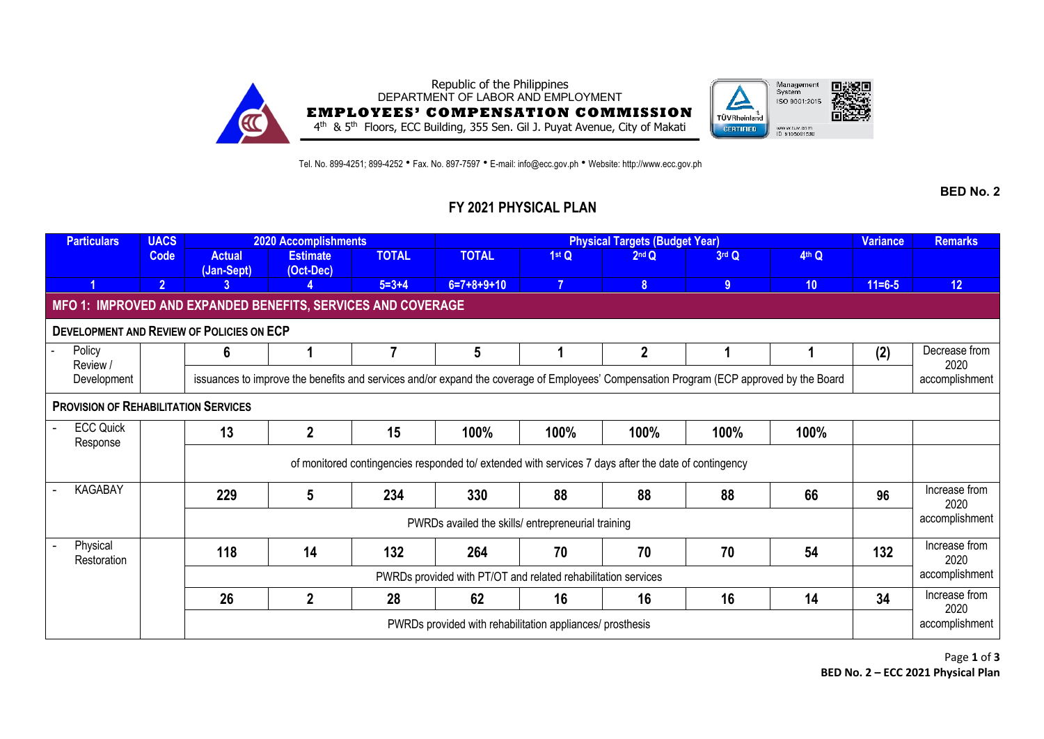Republic of the Philippines
DEPARTMENT OF LABOR AND EMPLOYMENT
**EMPLOYEES' COMPENSATION COMMISSION**
4th & 5th Floors, ECC Building, 355 Sen. Gil J. Puyat Avenue, City of Makati

Tel. No. 899-4251; 899-4252 • Fax. No. 897-7597 • E-mail: info@ecc.gov.ph • Website: http://www.ecc.gov.ph

**BED No. 2**

## FY 2021 PHYSICAL PLAN

| Particulars | UACS Code | 2020 Accomplishments | | | Physical Targets (Budget Year) | | | | | Variance | Remarks |
|---|---|---|---|---|---|---|---|---|---|---|---|
| | | Actual (Jan-Sept) | Estimate (Oct-Dec) | TOTAL | TOTAL | 1st Q | 2nd Q | 3rd Q | 4th Q | | |
| 1 | 2 | 3 | 4 | 5=3+4 | 6=7+8+9+10 | 7 | 8 | 9 | 10 | 11=6-5 | 12 |
| **MFO 1: IMPROVED AND EXPANDED BENEFITS, SERVICES AND COVERAGE** | | | | | | | | | | | |
| **DEVELOPMENT AND REVIEW OF POLICIES ON ECP** | | | | | | | | | | | |
| - Policy Review / Development | | 6 | 1 | 7 | 5 | 1 | 2 | 1 | 1 | (2) | Decrease from 2020 accomplishment |
| | | issuances to improve the benefits and services and/or expand the coverage of Employees' Compensation Program (ECP approved by the Board | | | | | | | | | |
| **PROVISION OF REHABILITATION SERVICES** | | | | | | | | | | | |
| - ECC Quick Response | | 13 | 2 | 15 | 100% | 100% | 100% | 100% | 100% | | |
| | | of monitored contingencies responded to/ extended with services 7 days after the date of contingency | | | | | | | | | |
| - KAGABAY | | 229 | 5 | 234 | 330 | 88 | 88 | 88 | 66 | 96 | Increase from 2020 accomplishment |
| | | PWRDs availed the skills/ entrepreneurial training | | | | | | | | | |
| - Physical Restoration | | 118 | 14 | 132 | 264 | 70 | 70 | 70 | 54 | 132 | Increase from 2020 accomplishment |
| | | PWRDs provided with PT/OT and related rehabilitation services | | | | | | | | | |
| | | 26 | 2 | 28 | 62 | 16 | 16 | 16 | 14 | 34 | Increase from 2020 accomplishment |
| | | PWRDs provided with rehabilitation appliances/ prosthesis | | | | | | | | | |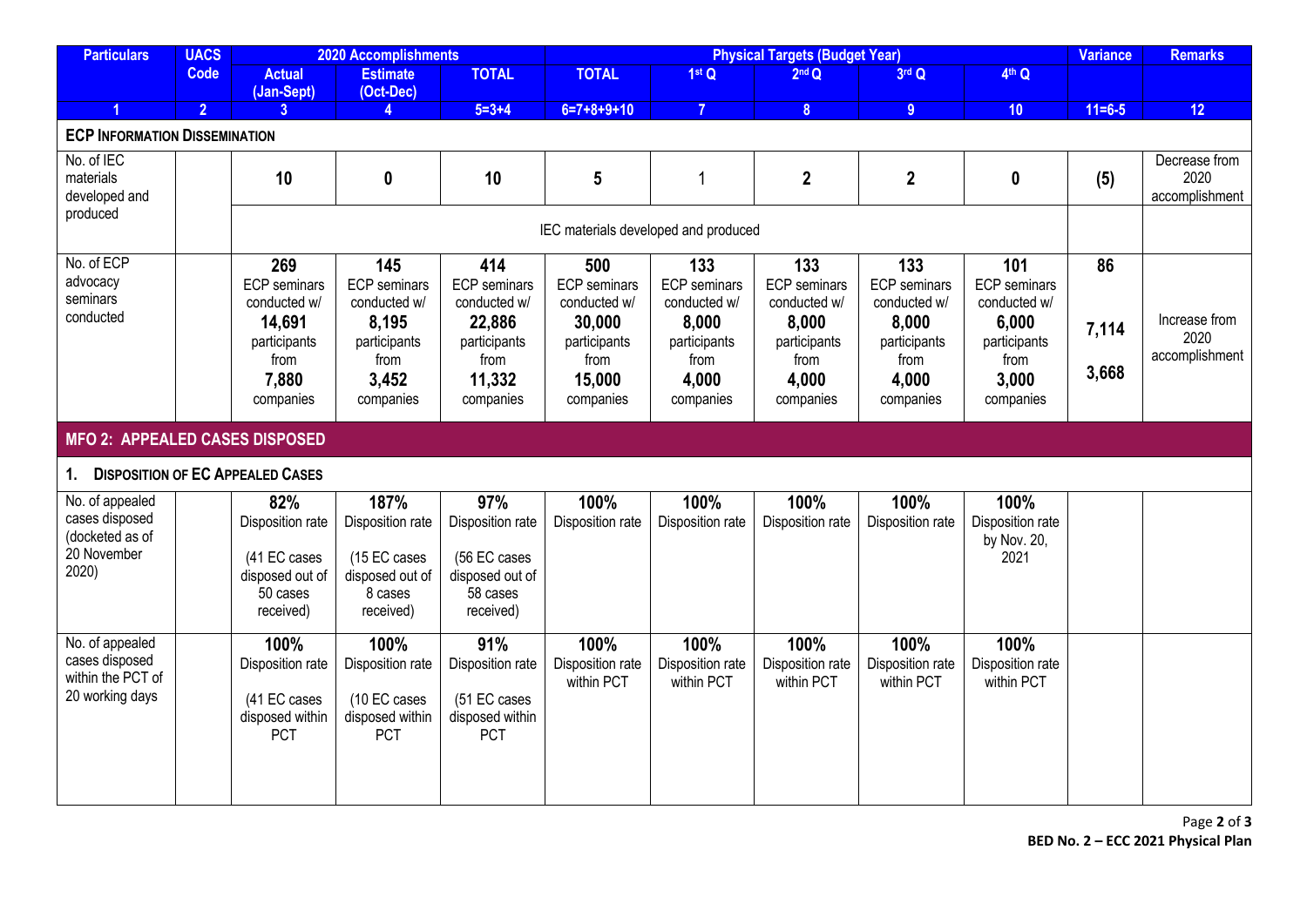| Particulars | UACS Code | 2020 Accomplishments | | | Physical Targets (Budget Year) | | | | | Variance | Remarks |
|---|---|---|---|---|---|---|---|---|---|---|---|
| | | Actual (Jan-Sept) | Estimate (Oct-Dec) | TOTAL | TOTAL | 1st Q | 2nd Q | 3rd Q | 4th Q | | |
| 1 | 2 | 3 | 4 | 5=3+4 | 6=7+8+9+10 | 7 | 8 | 9 | 10 | 11=6-5 | 12 |
| **ECP INFORMATION DISSEMINATION** | | | | | | | | | | | |
| No. of IEC materials developed and produced | | **10** | **0** | **10** | **5** | 1 | **2** | **2** | **0** | **(5)** | Decrease from 2020 accomplishment |
| | | IEC materials developed and produced | | | | | | | | | |
| No. of ECP advocacy seminars conducted | | **269** ECP seminars conducted w/ **14,691** participants from **7,880** companies | **145** ECP seminars conducted w/ **8,195** participants from **3,452** companies | **414** ECP seminars conducted w/ **22,886** participants from **11,332** companies | **500** ECP seminars conducted w/ **30,000** participants from **15,000** companies | **133** ECP seminars conducted w/ **8,000** participants from **4,000** companies | **133** ECP seminars conducted w/ **8,000** participants from **4,000** companies | **133** ECP seminars conducted w/ **8,000** participants from **4,000** companies | **101** ECP seminars conducted w/ **6,000** participants from **3,000** companies | **86** **7,114** **3,668** | Increase from 2020 accomplishment |
| **MFO 2: APPEALED CASES DISPOSED** | | | | | | | | | | | |
| **1. DISPOSITION OF EC APPEALED CASES** | | | | | | | | | | | |
| No. of appealed cases disposed (docketed as of 20 November 2020) | | **82%** Disposition rate (41 EC cases disposed out of 50 cases received) | **187%** Disposition rate (15 EC cases disposed out of 8 cases received) | **97%** Disposition rate (56 EC cases disposed out of 58 cases received) | **100%** Disposition rate | **100%** Disposition rate | **100%** Disposition rate | **100%** Disposition rate | **100%** Disposition rate by Nov. 20, 2021 | | |
| No. of appealed cases disposed within the PCT of 20 working days | | **100%** Disposition rate (41 EC cases disposed within PCT | **100%** Disposition rate (10 EC cases disposed within PCT | **91%** Disposition rate (51 EC cases disposed within PCT | **100%** Disposition rate within PCT | **100%** Disposition rate within PCT | **100%** Disposition rate within PCT | **100%** Disposition rate within PCT | **100%** Disposition rate within PCT | | |

**BED No. 2 – ECC 2021 Physical Plan**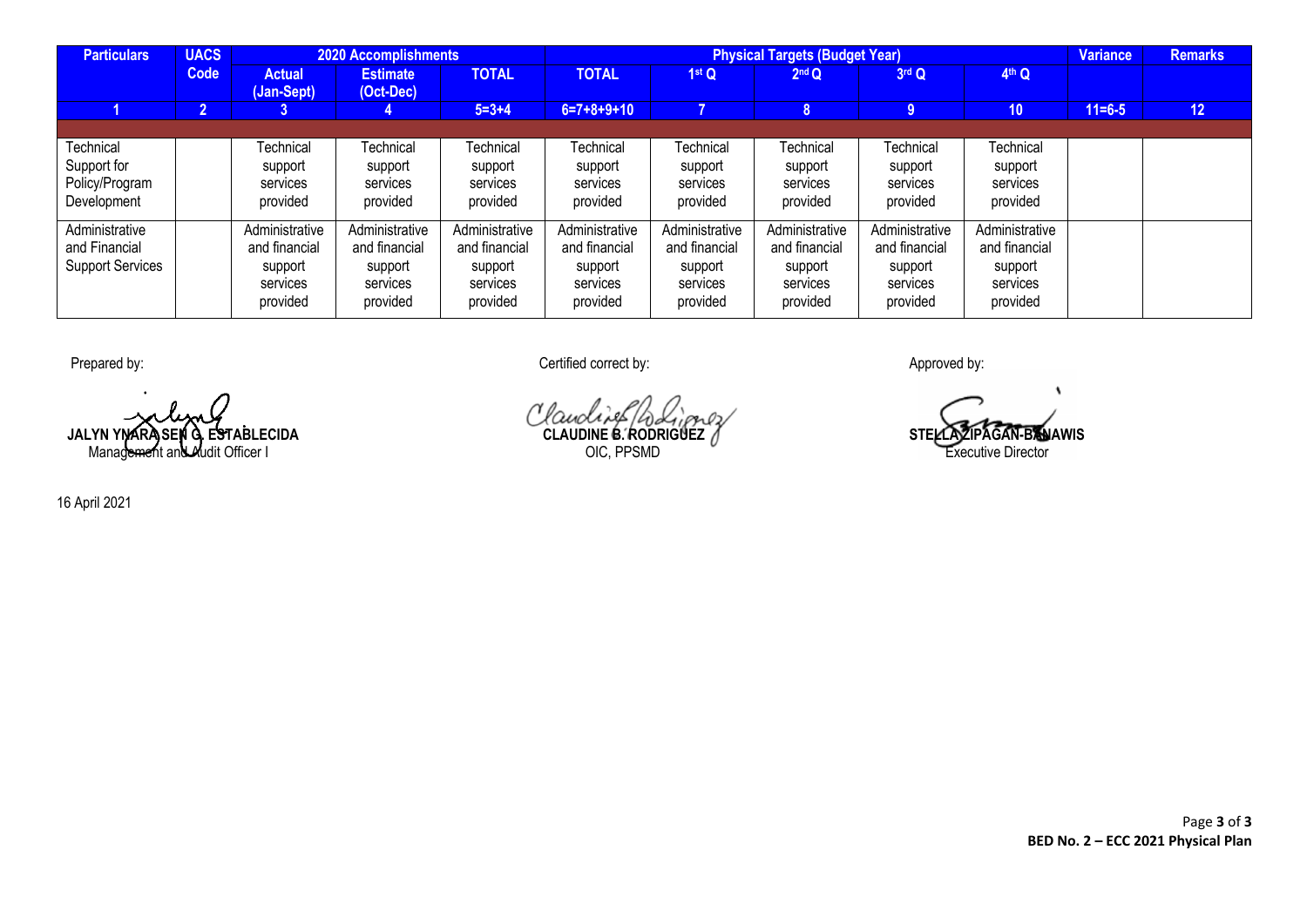| Particulars | UACS Code | 2020 Accomplishments | | | Physical Targets (Budget Year) | | | | | Variance | Remarks |
|---|---|---|---|---|---|---|---|---|---|---|---|
| | | Actual (Jan-Sept) | Estimate (Oct-Dec) | TOTAL | TOTAL | 1st Q | 2nd Q | 3rd Q | 4th Q | | |
| 1 | 2 | 3 | 4 | 5=3+4 | 6=7+8+9+10 | 7 | 8 | 9 | 10 | 11=6-5 | 12 |
| | | | | | | | | | | | |
| Technical Support for Policy/Program Development | | Technical support services provided | Technical support services provided | Technical support services provided | Technical support services provided | Technical support services provided | Technical support services provided | Technical support services provided | Technical support services provided | | |
| Administrative and Financial Support Services | | Administrative and financial support services provided | Administrative and financial support services provided | Administrative and financial support services provided | Administrative and financial support services provided | Administrative and financial support services provided | Administrative and financial support services provided | Administrative and financial support services provided | Administrative and financial support services provided | | |

Prepared by:

**JALYN YNARASEN G. ESTABLECIDA**
Management and Audit Officer I

Certified correct by:

**CLAUDINE B. RODRIGUEZ**
OIC, PPSMD

Approved by:

**STELLA ZIPAGAN-BANAWIS**
Executive Director

16 April 2021

**BED No. 2 – ECC 2021 Physical Plan**